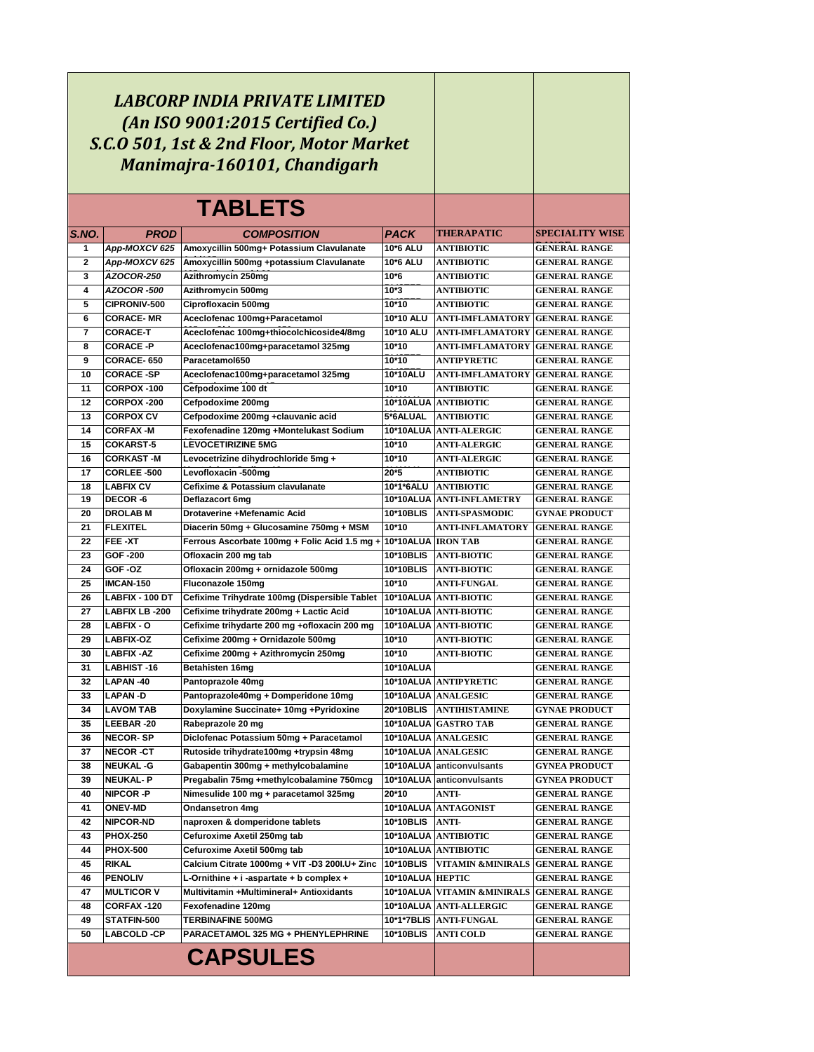***LABCORP INDIA PRIVATE LIMITED***
***(An ISO 9001:2015 Certified Co.)***
***S.C.O 501, 1st & 2nd Floor, Motor Market***
***Manimajra-160101, Chandigarh***

# TABLETS

| S.NO. | PROD | COMPOSITION | PACK | THERAPATIC | SPECIALITY WISE |
|---|---|---|---|---|---|
| 1 | App-MOXCV 625 | Amoxycillin 500mg+ Potassium Clavulanate | 10*6 ALU | ANTIBIOTIC | GENERAL RANGE |
| 2 | App-MOXCV 625 | Amoxycillin 500mg +potassium Clavulanate | 10*6 ALU | ANTIBIOTIC | GENERAL RANGE |
| 3 | AZOCOR-250 | Azithromycin 250mg | 10*6 | ANTIBIOTIC | GENERAL RANGE |
| 4 | AZOCOR -500 | Azithromycin 500mg | 10*3 | ANTIBIOTIC | GENERAL RANGE |
| 5 | CIPRONIV-500 | Ciprofloxacin 500mg | 10*10 | ANTIBIOTIC | GENERAL RANGE |
| 6 | CORACE- MR | Aceclofenac 100mg+Paracetamol | 10*10 ALU | ANTI-IMFLAMATORY | GENERAL RANGE |
| 7 | CORACE-T | Aceclofenac 100mg+thiocolchicoside4/8mg | 10*10 ALU | ANTI-IMFLAMATORY | GENERAL RANGE |
| 8 | CORACE -P | Aceclofenac100mg+paracetamol 325mg | 10*10 | ANTI-IMFLAMATORY | GENERAL RANGE |
| 9 | CORACE- 650 | Paracetamol650 | 10*10 | ANTIPYRETIC | GENERAL RANGE |
| 10 | CORACE -SP | Aceclofenac100mg+paracetamol 325mg | 10*10ALU | ANTI-IMFLAMATORY | GENERAL RANGE |
| 11 | CORPOX -100 | Cefpodoxime 100 dt | 10*10 | ANTIBIOTIC | GENERAL RANGE |
| 12 | CORPOX -200 | Cefpodoxime 200mg | 10*10ALUA | ANTIBIOTIC | GENERAL RANGE |
| 13 | CORPOX CV | Cefpodoxime 200mg +clauvanic acid | 5*6ALUAL | ANTIBIOTIC | GENERAL RANGE |
| 14 | CORFAX -M | Fexofenadine 120mg +Montelukast Sodium | 10*10ALUA | ANTI-ALERGIC | GENERAL RANGE |
| 15 | COKARST-5 | LEVOCETIRIZINE 5MG | 10*10 | ANTI-ALERGIC | GENERAL RANGE |
| 16 | CORKAST -M | Levocetrizine dihydrochloride 5mg + | 10*10 | ANTI-ALERGIC | GENERAL RANGE |
| 17 | CORLEE -500 | Levofloxacin -500mg | 20*5 | ANTIBIOTIC | GENERAL RANGE |
| 18 | LABFIX CV | Cefixime & Potassium clavulanate | 10*1*6ALU | ANTIBIOTIC | GENERAL RANGE |
| 19 | DECOR -6 | Deflazacort 6mg | 10*10ALUA | ANTI-INFLAMETRY | GENERAL RANGE |
| 20 | DROLAB M | Drotaverine +Mefenamic Acid | 10*10BLIS | ANTI-SPASMODIC | GYNAE PRODUCT |
| 21 | FLEXITEL | Diacerin 50mg + Glucosamine 750mg + MSM | 10*10 | ANTI-INFLAMATORY | GENERAL RANGE |
| 22 | FEE -XT | Ferrous Ascorbate 100mg + Folic Acid 1.5 mg + | 10*10ALUA | IRON TAB | GENERAL RANGE |
| 23 | GOF -200 | Ofloxacin 200 mg tab | 10*10BLIS | ANTI-BIOTIC | GENERAL RANGE |
| 24 | GOF -OZ | Ofloxacin 200mg + ornidazole 500mg | 10*10BLIS | ANTI-BIOTIC | GENERAL RANGE |
| 25 | IMCAN-150 | Fluconazole 150mg | 10*10 | ANTI-FUNGAL | GENERAL RANGE |
| 26 | LABFIX - 100 DT | Cefixime Trihydrate 100mg (Dispersible Tablet | 10*10ALUA | ANTI-BIOTIC | GENERAL RANGE |
| 27 | LABFIX LB -200 | Cefixime trihydrate 200mg + Lactic Acid | 10*10ALUA | ANTI-BIOTIC | GENERAL RANGE |
| 28 | LABFIX - O | Cefixime trihydarte 200 mg +ofloxacin 200 mg | 10*10ALUA | ANTI-BIOTIC | GENERAL RANGE |
| 29 | LABFIX-OZ | Cefixime 200mg + Ornidazole 500mg | 10*10 | ANTI-BIOTIC | GENERAL RANGE |
| 30 | LABFIX -AZ | Cefixime 200mg + Azithromycin 250mg | 10*10 | ANTI-BIOTIC | GENERAL RANGE |
| 31 | LABHIST -16 | Betahisten 16mg | 10*10ALUA | | GENERAL RANGE |
| 32 | LAPAN -40 | Pantoprazole 40mg | 10*10ALUA | ANTIPYRETIC | GENERAL RANGE |
| 33 | LAPAN -D | Pantoprazole40mg + Domperidone 10mg | 10*10ALUA | ANALGESIC | GENERAL RANGE |
| 34 | LAVOM TAB | Doxylamine Succinate+ 10mg +Pyridoxine | 20*10BLIS | ANTIHISTAMINE | GYNAE PRODUCT |
| 35 | LEEBAR -20 | Rabeprazole 20 mg | 10*10ALUA | GASTRO TAB | GENERAL RANGE |
| 36 | NECOR- SP | Diclofenac Potassium 50mg + Paracetamol | 10*10ALUA | ANALGESIC | GENERAL RANGE |
| 37 | NECOR -CT | Rutoside trihydrate100mg +trypsin 48mg | 10*10ALUA | ANALGESIC | GENERAL RANGE |
| 38 | NEUKAL -G | Gabapentin 300mg + methylcobalamine | 10*10ALUA | anticonvulsants | GYNEA PRODUCT |
| 39 | NEUKAL- P | Pregabalin 75mg +methylcobalamine 750mcg | 10*10ALUA | anticonvulsants | GYNEA PRODUCT |
| 40 | NIPCOR -P | Nimesulide 100 mg + paracetamol 325mg | 20*10 | ANTI- | GENERAL RANGE |
| 41 | ONEV-MD | Ondansetron 4mg | 10*10ALUA | ANTAGONIST | GENERAL RANGE |
| 42 | NIPCOR-ND | naproxen & domperidone tablets | 10*10BLIS | ANTI- | GENERAL RANGE |
| 43 | PHOX-250 | Cefuroxime Axetil 250mg tab | 10*10ALUA | ANTIBIOTIC | GENERAL RANGE |
| 44 | PHOX-500 | Cefuroxime Axetil 500mg tab | 10*10ALUA | ANTIBIOTIC | GENERAL RANGE |
| 45 | RIKAL | Calcium Citrate 1000mg + VIT -D3 200I.U+ Zinc | 10*10BLIS | VITAMIN &MINIRALS | GENERAL RANGE |
| 46 | PENOLIV | L-Ornithine + i -aspartate + b complex + | 10*10ALUA | HEPTIC | GENERAL RANGE |
| 47 | MULTICOR V | Multivitamin +Multimineral+ Antioxidants | 10*10ALUA | VITAMIN &MINIRALS | GENERAL RANGE |
| 48 | CORFAX -120 | Fexofenadine 120mg | 10*10ALUA | ANTI-ALLERGIC | GENERAL RANGE |
| 49 | STATFIN-500 | TERBINAFINE 500MG | 10*1*7BLIS | ANTI-FUNGAL | GENERAL RANGE |
| 50 | LABCOLD -CP | PARACETAMOL 325 MG + PHENYLEPHRINE | 10*10BLIS | ANTI COLD | GENERAL RANGE |

# CAPSULES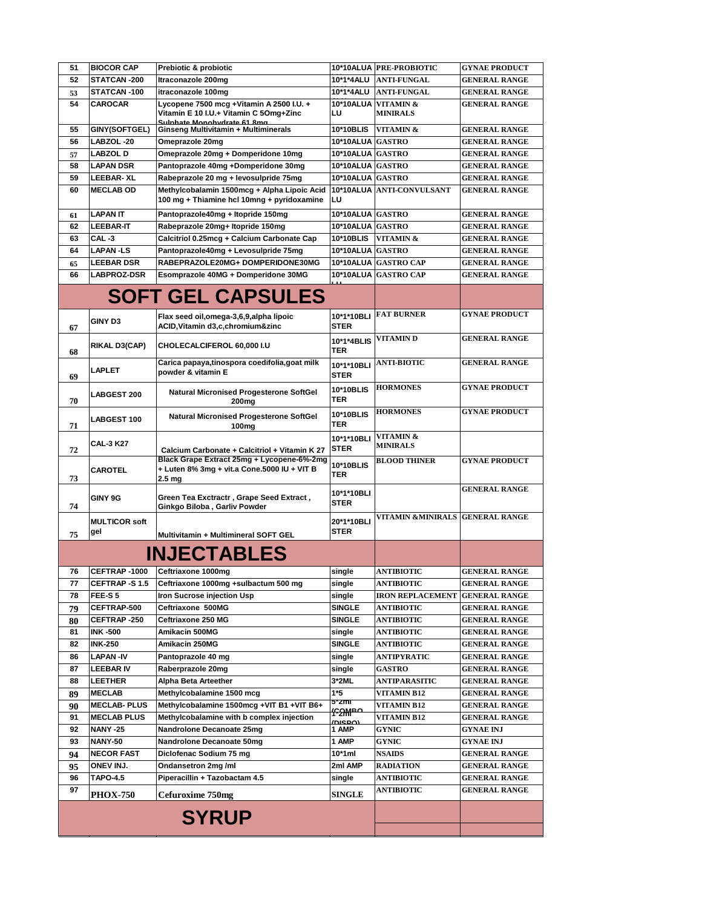| 51 | BIOCOR CAP | Prebiotic & probiotic | 10*10ALUA | PRE-PROBIOTIC | GYNAE PRODUCT |
|---|---|---|---|---|---|
| 52 | STATCAN -200 | Itraconazole 200mg | 10*1*4ALU | ANTI-FUNGAL | GENERAL RANGE |
| 53 | STATCAN -100 | itraconazole 100mg | 10*1*4ALU | ANTI-FUNGAL | GENERAL RANGE |
| 54 | CAROCAR | Lycopene 7500 mcg +Vitamin A 2500 I.U. + Vitamin E 10 I.U.+ Vitamin C 5Omg+Zinc Sulphate Monohydrate 61.8mg | 10*10ALUA LU | VITAMIN & MINIRALS | GENERAL RANGE |
| 55 | GINY(SOFTGEL) | Ginseng Multivitamin + Multiminerals | 10*10BLIS | VITAMIN & | GENERAL RANGE |
| 56 | LABZOL -20 | Omeprazole 20mg | 10*10ALUA | GASTRO | GENERAL RANGE |
| 57 | LABZOL D | Omeprazole 20mg + Domperidone 10mg | 10*10ALUA | GASTRO | GENERAL RANGE |
| 58 | LAPAN DSR | Pantoprazole 40mg +Domperidone 30mg | 10*10ALUA | GASTRO | GENERAL RANGE |
| 59 | LEEBAR- XL | Rabeprazole 20 mg + levosulpride 75mg | 10*10ALUA | GASTRO | GENERAL RANGE |
| 60 | MECLAB OD | Methylcobalamin 1500mcg + Alpha Lipoic Acid 100 mg + Thiamine hcl 10mng + pyridoxamine | 10*10ALUA LU | ANTI-CONVULSANT | GENERAL RANGE |
| 61 | LAPAN IT | Pantoprazole40mg + Itopride 150mg | 10*10ALUA | GASTRO | GENERAL RANGE |
| 62 | LEEBAR-IT | Rabeprazole 20mg+ Itopride 150mg | 10*10ALUA | GASTRO | GENERAL RANGE |
| 63 | CAL -3 | Calcitriol 0.25mcg + Calcium Carbonate Cap | 10*10BLIS | VITAMIN & | GENERAL RANGE |
| 64 | LAPAN -LS | Pantoprazole40mg + Levosulpride 75mg | 10*10ALUA | GASTRO | GENERAL RANGE |
| 65 | LEEBAR DSR | RABEPRAZOLE20MG+ DOMPERIDONE30MG | 10*10ALUA | GASTRO CAP | GENERAL RANGE |
| 66 | LABPROZ-DSR | Esomprazole 40MG + Domperidone 30MG | 10*10ALUA LU | GASTRO CAP | GENERAL RANGE |
| | | **SOFT GEL CAPSULES** | | | |
| 67 | GINY D3 | Flax seed oil,omega-3,6,9,alpha lipoic ACID,Vitamin d3,c,chromium&zinc | 10*1*10BLISTER | FAT BURNER | GYNAE PRODUCT |
| 68 | RIKAL D3(CAP) | CHOLECALCIFEROL 60,000 I.U | 10*1*4BLISTER | VITAMIN D | GENERAL RANGE |
| 69 | LAPLET | Carica papaya,tinospora coedifolia,goat milk powder & vitamin E | 10*1*10BLISTER | ANTI-BIOTIC | GENERAL RANGE |
| 70 | LABGEST 200 | Natural Micronised Progesterone SoftGel 200mg | 10*10BLISTER | HORMONES | GYNAE PRODUCT |
| 71 | LABGEST 100 | Natural Micronised Progesterone SoftGel 100mg | 10*10BLISTER | HORMONES | GYNAE PRODUCT |
| 72 | CAL-3 K27 | Calcium Carbonate + Calcitriol + Vitamin K 27 | 10*1*10BLISTER | VITAMIN & MINIRALS | |
| 73 | CAROTEL | Black Grape Extract 25mg + Lycopene-6%-2mg + Luten 8% 3mg + vit.a Cone.5000 IU + VIT B 2.5 mg | 10*10BLISTER | BLOOD THINER | GYNAE PRODUCT |
| 74 | GINY 9G | Green Tea Exctractr , Grape Seed Extract , Ginkgo Biloba , Garliv Powder | 10*1*10BLISTER | | GENERAL RANGE |
| 75 | MULTICOR soft gel | Multivitamin + Multimineral SOFT GEL | 20*1*10BLISTER | VITAMIN &MINIRALS | GENERAL RANGE |
| | | **INJECTABLES** | | | |
| 76 | CEFTRAP -1000 | Ceftriaxone 1000mg | single | ANTIBIOTIC | GENERAL RANGE |
| 77 | CEFTRAP -S 1.5 | Ceftriaxone 1000mg +sulbactum 500 mg | single | ANTIBIOTIC | GENERAL RANGE |
| 78 | FEE-S 5 | Iron Sucrose injection Usp | single | IRON REPLACEMENT | GENERAL RANGE |
| 79 | CEFTRAP-500 | Ceftriaxone 500MG | SINGLE | ANTIBIOTIC | GENERAL RANGE |
| 80 | CEFTRAP -250 | Ceftriaxone 250 MG | SINGLE | ANTIBIOTIC | GENERAL RANGE |
| 81 | INK -500 | Amikacin 500MG | single | ANTIBIOTIC | GENERAL RANGE |
| 82 | INK-250 | Amikacin 250MG | SINGLE | ANTIBIOTIC | GENERAL RANGE |
| 86 | LAPAN -IV | Pantoprazole 40 mg | single | ANTIPYRATIC | GENERAL RANGE |
| 87 | LEEBAR IV | Raberprazole 20mg | single | GASTRO | GENERAL RANGE |
| 88 | LEETHER | Alpha Beta Arteether | 3*2ML | ANTIPARASITIC | GENERAL RANGE |
| 89 | MECLAB | Methylcobalamine 1500 mcg | 1*5 | VITAMIN B12 | GENERAL RANGE |
| 90 | MECLAB- PLUS | Methylcobalamine 1500mcg +VIT B1 +VIT B6+ | 5*2ml (COMBO | VITAMIN B12 | GENERAL RANGE |
| 91 | MECLAB PLUS | Methylcobalamine with b complex injection | 1*2ml (DISPO) | VITAMIN B12 | GENERAL RANGE |
| 92 | NANY -25 | Nandrolone Decanoate 25mg | 1 AMP | GYNIC | GYNAE INJ |
| 93 | NANY-50 | Nandrolone Decanoate 50mg | 1 AMP | GYNIC | GYNAE INJ |
| 94 | NECOR FAST | Diclofenac Sodium 75 mg | 10*1ml | NSAIDS | GENERAL RANGE |
| 95 | ONEV INJ. | Ondansetron 2mg /ml | 2ml AMP | RADIATION | GENERAL RANGE |
| 96 | TAPO-4.5 | Piperacillin + Tazobactam 4.5 | single | ANTIBIOTIC | GENERAL RANGE |
| 97 | PHOX-750 | Cefuroxime 750mg | SINGLE | ANTIBIOTIC | GENERAL RANGE |
| | | **SYRUP** | | | |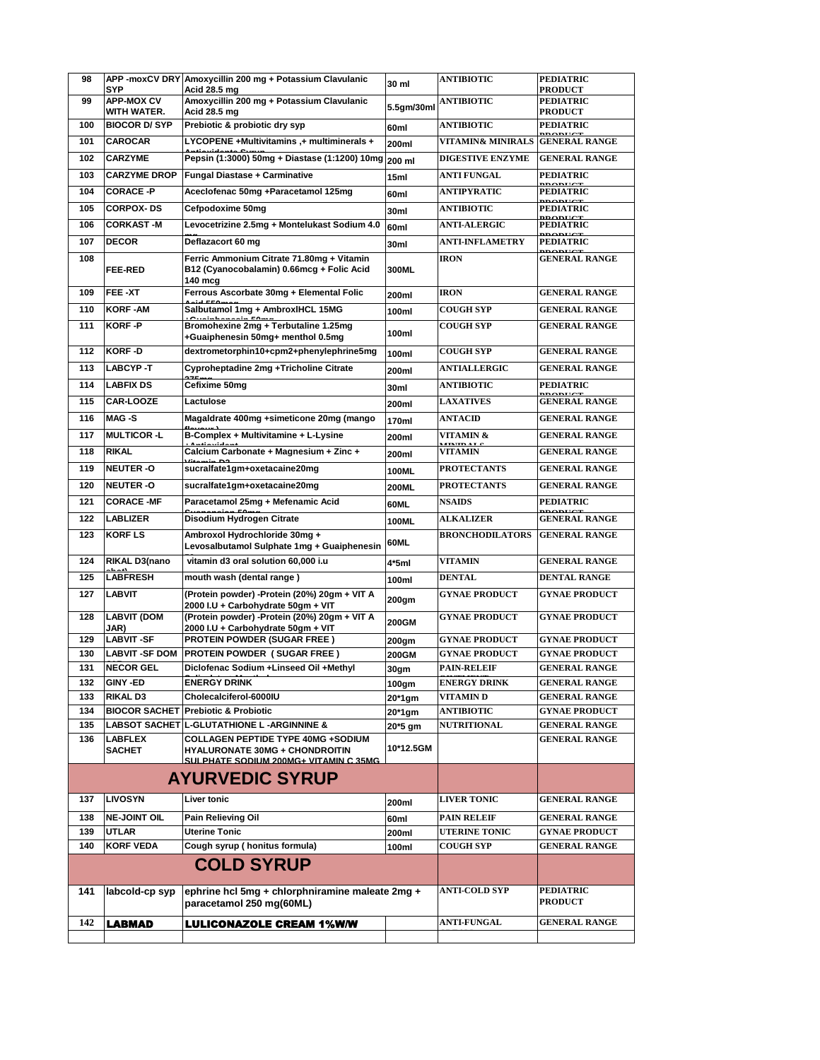| | | | | | |
|---|---|---|---|---|---|
| 98 | APP -moxCV DRY SYP | Amoxycillin 200 mg + Potassium Clavulanic Acid 28.5 mg | 30 ml | ANTIBIOTIC | PEDIATRIC PRODUCT |
| 99 | APP-MOX CV WITH WATER. | Amoxycillin 200 mg + Potassium Clavulanic Acid 28.5 mg | 5.5gm/30ml | ANTIBIOTIC | PEDIATRIC PRODUCT |
| 100 | BIOCOR D/ SYP | Prebiotic & probiotic dry syp | 60ml | ANTIBIOTIC | PEDIATRIC PRODUCT |
| 101 | CAROCAR | LYCOPENE +Multivitamins ,+ multiminerals + Antioxidants Syrup | 200ml | VITAMIN& MINIRALS | GENERAL RANGE |
| 102 | CARZYME | Pepsin (1:3000) 50mg + Diastase (1:1200) 10mg | 200 ml | DIGESTIVE ENZYME | GENERAL RANGE |
| 103 | CARZYME DROP | Fungal Diastase + Carminative | 15ml | ANTI FUNGAL | PEDIATRIC PRODUCT |
| 104 | CORACE -P | Aceclofenac 50mg +Paracetamol 125mg | 60ml | ANTIPYRATIC | PEDIATRIC PRODUCT |
| 105 | CORPOX- DS | Cefpodoxime 50mg | 30ml | ANTIBIOTIC | PEDIATRIC PRODUCT |
| 106 | CORKAST -M | Levocetrizine 2.5mg + Montelukast Sodium 4.0 mg | 60ml | ANTI-ALERGIC | PEDIATRIC PRODUCT |
| 107 | DECOR | Deflazacort 60 mg | 30ml | ANTI-INFLAMETRY | PEDIATRIC PRODUCT |
| 108 | FEE-RED | Ferric Ammonium Citrate 71.80mg + Vitamin B12 (Cyanocobalamin) 0.66mcg + Folic Acid 140 mcg | 300ML | IRON | GENERAL RANGE |
| 109 | FEE -XT | Ferrous Ascorbate 30mg + Elemental Folic Acid 550mcg | 200ml | IRON | GENERAL RANGE |
| 110 | KORF -AM | Salbutamol 1mg + AmbroxlHCL 15MG +Guaiphenesin 50mg | 100ml | COUGH SYP | GENERAL RANGE |
| 111 | KORF -P | Bromohexine 2mg + Terbutaline 1.25mg +Guaiphenesin 50mg+ menthol 0.5mg | 100ml | COUGH SYP | GENERAL RANGE |
| 112 | KORF -D | dextrometorphin10+cpm2+phenylephrine5mg | 100ml | COUGH SYP | GENERAL RANGE |
| 113 | LABCYP -T | Cyproheptadine 2mg +Tricholine Citrate 275mg | 200ml | ANTIALLERGIC | GENERAL RANGE |
| 114 | LABFIX DS | Cefixime 50mg | 30ml | ANTIBIOTIC | PEDIATRIC PRODUCT |
| 115 | CAR-LOOZE | Lactulose | 200ml | LAXATIVES | GENERAL RANGE |
| 116 | MAG -S | Magaldrate 400mg +simeticone 20mg (mango flavour ) | 170ml | ANTACID | GENERAL RANGE |
| 117 | MULTICOR -L | B-Complex + Multivitamine + L-Lysine +Antioxidant | 200ml | VITAMIN & MINIRALS | GENERAL RANGE |
| 118 | RIKAL | Calcium Carbonate + Magnesium + Zinc + Vitamin D3 | 200ml | VITAMIN | GENERAL RANGE |
| 119 | NEUTER -O | sucralfate1gm+oxetacaine20mg | 100ML | PROTECTANTS | GENERAL RANGE |
| 120 | NEUTER -O | sucralfate1gm+oxetacaine20mg | 200ML | PROTECTANTS | GENERAL RANGE |
| 121 | CORACE -MF | Paracetamol 25mg + Mefenamic Acid Suspension 50mg | 60ML | NSAIDS | PEDIATRIC PRODUCT |
| 122 | LABLIZER | Disodium Hydrogen Citrate | 100ML | ALKALIZER | GENERAL RANGE |
| 123 | KORF LS | Ambroxol Hydrochloride 30mg + Levosalbutamol Sulphate 1mg + Guaiphenesin | 60ML | BRONCHODILATORS | GENERAL RANGE |
| 124 | RIKAL D3(nano shot) | vitamin d3 oral solution 60,000 i.u | 4*5ml | VITAMIN | GENERAL RANGE |
| 125 | LABFRESH | mouth wash (dental range ) | 100ml | DENTAL | DENTAL RANGE |
| 127 | LABVIT | (Protein powder) -Protein (20%) 20gm + VIT A 2000 I.U + Carbohydrate 50gm + VIT | 200gm | GYNAE PRODUCT | GYNAE PRODUCT |
| 128 | LABVIT (DOM JAR) | (Protein powder) -Protein (20%) 20gm + VIT A 2000 I.U + Carbohydrate 50gm + VIT | 200GM | GYNAE PRODUCT | GYNAE PRODUCT |
| 129 | LABVIT -SF | PROTEIN POWDER (SUGAR FREE ) | 200gm | GYNAE PRODUCT | GYNAE PRODUCT |
| 130 | LABVIT -SF DOM | PROTEIN POWDER ( SUGAR FREE ) | 200GM | GYNAE PRODUCT | GYNAE PRODUCT |
| 131 | NECOR GEL | Diclofenac Sodium +Linseed Oil +Methyl Salicylate + Menthol | 30gm | PAIN-RELEIF OINTMENT | GENERAL RANGE |
| 132 | GINY -ED | ENERGY DRINK | 100gm | ENERGY DRINK | GENERAL RANGE |
| 133 | RIKAL D3 | Cholecalciferol-6000IU | 20*1gm | VITAMIN D | GENERAL RANGE |
| 134 | BIOCOR SACHET | Prebiotic & Probiotic | 20*1gm | ANTIBIOTIC | GYNAE PRODUCT |
| 135 | LABSOT SACHET | L-GLUTATHIONE L -ARGINNINE & | 20*5 gm | NUTRITIONAL | GENERAL RANGE |
| 136 | LABFLEX SACHET | COLLAGEN PEPTIDE TYPE 40MG +SODIUM HYALURONATE 30MG + CHONDROITIN SULPHATE SODIUM 200MG+ VITAMIN C 35MG | 10*12.5GM | | GENERAL RANGE |
| | | **AYURVEDIC SYRUP** | | | |
| 137 | LIVOSYN | Liver tonic | 200ml | LIVER TONIC | GENERAL RANGE |
| 138 | NE-JOINT OIL | Pain Relieving Oil | 60ml | PAIN RELEIF | GENERAL RANGE |
| 139 | UTLAR | Uterine Tonic | 200ml | UTERINE TONIC | GYNAE PRODUCT |
| 140 | KORF VEDA | Cough syrup ( honitus formula) | 100ml | COUGH SYP | GENERAL RANGE |
| | | **COLD SYRUP** | | | |
| 141 | labcold-cp syp | ephrine hcl 5mg + chlorphniramine maleate 2mg + paracetamol 250 mg(60ML) | | ANTI-COLD SYP | PEDIATRIC PRODUCT |
| 142 | **LABMAD** | **LULICONAZOLE CREAM 1%W/W** | | ANTI-FUNGAL | GENERAL RANGE |